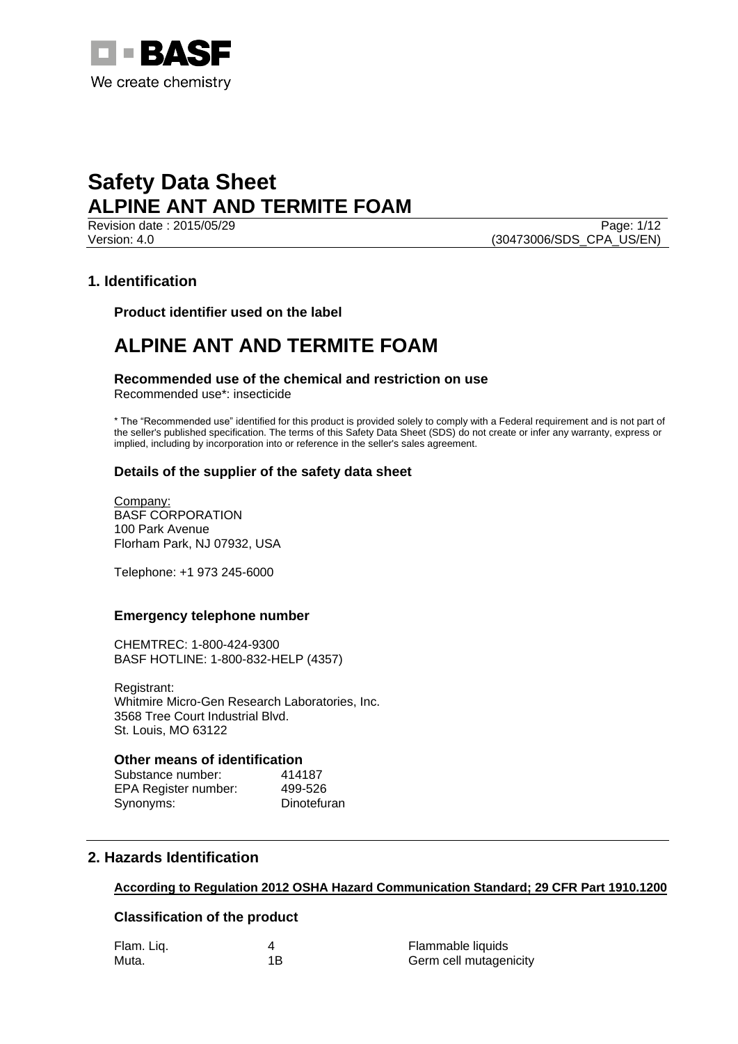BASF

We create chemistry

# Safety Data Sheet
# ALPINE ANT AND TERMITE FOAM

Revision date : 2015/05/29
Version: 4.0
(30473006/SDS_CPA_US/EN)

## 1. Identification

### Product identifier used on the label

## ALPINE ANT AND TERMITE FOAM

### Recommended use of the chemical and restriction on use

Recommended use*: insecticide

* The "Recommended use" identified for this product is provided solely to comply with a Federal requirement and is not part of the seller's published specification. The terms of this Safety Data Sheet (SDS) do not create or infer any warranty, express or implied, including by incorporation into or reference in the seller's sales agreement.

### Details of the supplier of the safety data sheet

Company:
BASF CORPORATION
100 Park Avenue
Florham Park, NJ 07932, USA

Telephone: +1 973 245-6000

### Emergency telephone number

CHEMTREC: 1-800-424-9300
BASF HOTLINE: 1-800-832-HELP (4357)

Registrant:
Whitmire Micro-Gen Research Laboratories, Inc.
3568 Tree Court Industrial Blvd.
St. Louis, MO 63122

### Other means of identification

| | |
|---|---|
| Substance number: | 414187 |
| EPA Register number: | 499-526 |
| Synonyms: | Dinotefuran |

## 2. Hazards Identification

**According to Regulation 2012 OSHA Hazard Communication Standard; 29 CFR Part 1910.1200**

### Classification of the product

| | | |
|---|---|---|
| Flam. Liq. | 4 | Flammable liquids |
| Muta. | 1B | Germ cell mutagenicity |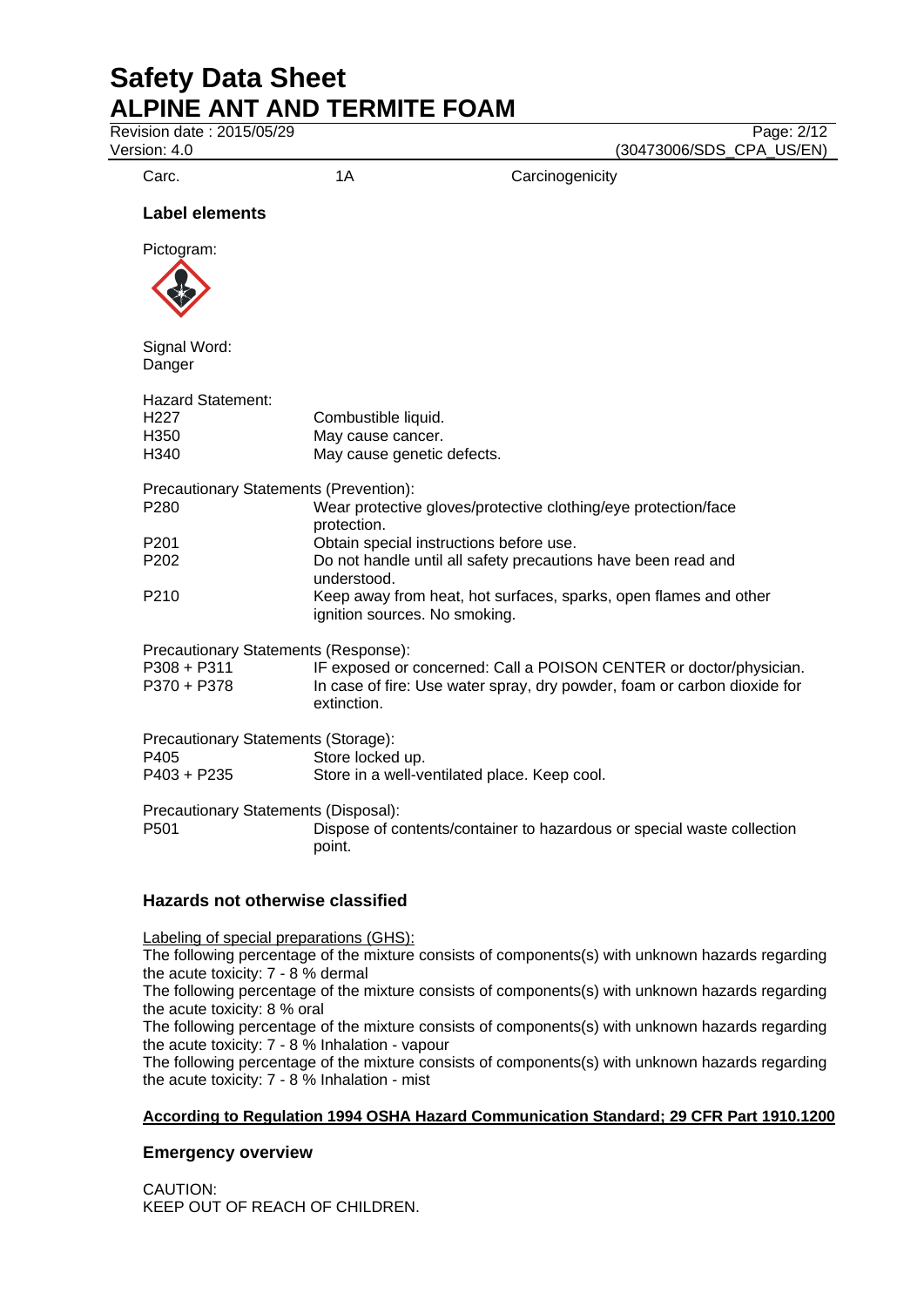| Carc. | 1A | Carcinogenicity |
|---|---|---|

### Label elements

Pictogram:

Signal Word:
Danger

Hazard Statement:

| | |
|---|---|
| H227 | Combustible liquid. |
| H350 | May cause cancer. |
| H340 | May cause genetic defects. |

Precautionary Statements (Prevention):

| | |
|---|---|
| P280 | Wear protective gloves/protective clothing/eye protection/face protection. |
| P201 | Obtain special instructions before use. |
| P202 | Do not handle until all safety precautions have been read and understood. |
| P210 | Keep away from heat, hot surfaces, sparks, open flames and other ignition sources. No smoking. |

Precautionary Statements (Response):

| | |
|---|---|
| P308 + P311 | IF exposed or concerned: Call a POISON CENTER or doctor/physician. |
| P370 + P378 | In case of fire: Use water spray, dry powder, foam or carbon dioxide for extinction. |

Precautionary Statements (Storage):

| | |
|---|---|
| P405 | Store locked up. |
| P403 + P235 | Store in a well-ventilated place. Keep cool. |

Precautionary Statements (Disposal):

| | |
|---|---|
| P501 | Dispose of contents/container to hazardous or special waste collection point. |

### Hazards not otherwise classified

Labeling of special preparations (GHS):
The following percentage of the mixture consists of components(s) with unknown hazards regarding the acute toxicity: 7 - 8 % dermal
The following percentage of the mixture consists of components(s) with unknown hazards regarding the acute toxicity: 8 % oral
The following percentage of the mixture consists of components(s) with unknown hazards regarding the acute toxicity: 7 - 8 % Inhalation - vapour
The following percentage of the mixture consists of components(s) with unknown hazards regarding the acute toxicity: 7 - 8 % Inhalation - mist

**According to Regulation 1994 OSHA Hazard Communication Standard; 29 CFR Part 1910.1200**

### Emergency overview

CAUTION:
KEEP OUT OF REACH OF CHILDREN.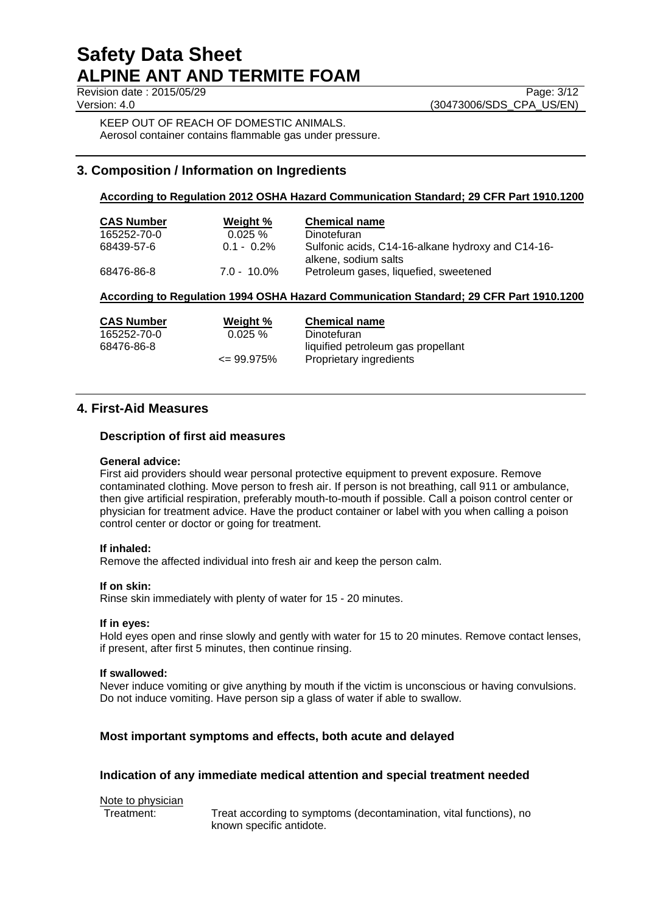KEEP OUT OF REACH OF DOMESTIC ANIMALS.
Aerosol container contains flammable gas under pressure.

## 3. Composition / Information on Ingredients

**According to Regulation 2012 OSHA Hazard Communication Standard; 29 CFR Part 1910.1200**

| CAS Number | Weight % | Chemical name |
|---|---|---|
| 165252-70-0 | 0.025 % | Dinotefuran |
| 68439-57-6 | 0.1 - 0.2% | Sulfonic acids, C14-16-alkane hydroxy and C14-16-alkene, sodium salts |
| 68476-86-8 | 7.0 - 10.0% | Petroleum gases, liquefied, sweetened |

**According to Regulation 1994 OSHA Hazard Communication Standard; 29 CFR Part 1910.1200**

| CAS Number | Weight % | Chemical name |
|---|---|---|
| 165252-70-0 | 0.025 % | Dinotefuran |
| 68476-86-8 | | liquified petroleum gas propellant |
| | <= 99.975% | Proprietary ingredients |

## 4. First-Aid Measures

### Description of first aid measures

**General advice:**
First aid providers should wear personal protective equipment to prevent exposure. Remove contaminated clothing. Move person to fresh air. If person is not breathing, call 911 or ambulance, then give artificial respiration, preferably mouth-to-mouth if possible. Call a poison control center or physician for treatment advice. Have the product container or label with you when calling a poison control center or doctor or going for treatment.

**If inhaled:**
Remove the affected individual into fresh air and keep the person calm.

**If on skin:**
Rinse skin immediately with plenty of water for 15 - 20 minutes.

**If in eyes:**
Hold eyes open and rinse slowly and gently with water for 15 to 20 minutes. Remove contact lenses, if present, after first 5 minutes, then continue rinsing.

**If swallowed:**
Never induce vomiting or give anything by mouth if the victim is unconscious or having convulsions. Do not induce vomiting. Have person sip a glass of water if able to swallow.

### Most important symptoms and effects, both acute and delayed

### Indication of any immediate medical attention and special treatment needed

Note to physician

Treatment: Treat according to symptoms (decontamination, vital functions), no known specific antidote.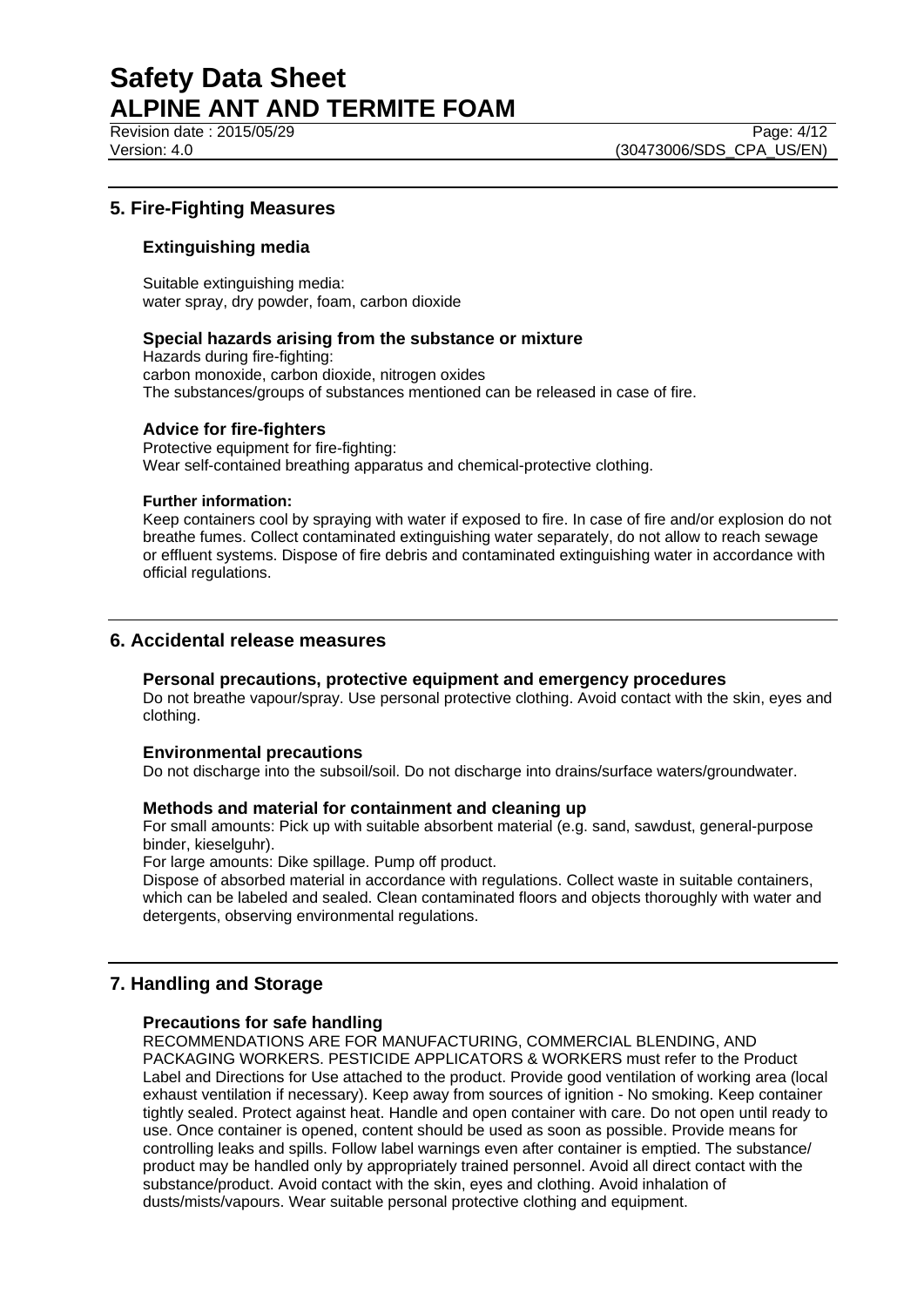## 5. Fire-Fighting Measures

### Extinguishing media

Suitable extinguishing media:
water spray, dry powder, foam, carbon dioxide

### Special hazards arising from the substance or mixture

Hazards during fire-fighting:
carbon monoxide, carbon dioxide, nitrogen oxides
The substances/groups of substances mentioned can be released in case of fire.

### Advice for fire-fighters

Protective equipment for fire-fighting:
Wear self-contained breathing apparatus and chemical-protective clothing.

**Further information:**

Keep containers cool by spraying with water if exposed to fire. In case of fire and/or explosion do not breathe fumes. Collect contaminated extinguishing water separately, do not allow to reach sewage or effluent systems. Dispose of fire debris and contaminated extinguishing water in accordance with official regulations.

## 6. Accidental release measures

### Personal precautions, protective equipment and emergency procedures

Do not breathe vapour/spray. Use personal protective clothing. Avoid contact with the skin, eyes and clothing.

### Environmental precautions

Do not discharge into the subsoil/soil. Do not discharge into drains/surface waters/groundwater.

### Methods and material for containment and cleaning up

For small amounts: Pick up with suitable absorbent material (e.g. sand, sawdust, general-purpose binder, kieselguhr).
For large amounts: Dike spillage. Pump off product.
Dispose of absorbed material in accordance with regulations. Collect waste in suitable containers, which can be labeled and sealed. Clean contaminated floors and objects thoroughly with water and detergents, observing environmental regulations.

## 7. Handling and Storage

### Precautions for safe handling

RECOMMENDATIONS ARE FOR MANUFACTURING, COMMERCIAL BLENDING, AND PACKAGING WORKERS. PESTICIDE APPLICATORS & WORKERS must refer to the Product Label and Directions for Use attached to the product. Provide good ventilation of working area (local exhaust ventilation if necessary). Keep away from sources of ignition - No smoking. Keep container tightly sealed. Protect against heat. Handle and open container with care. Do not open until ready to use. Once container is opened, content should be used as soon as possible. Provide means for controlling leaks and spills. Follow label warnings even after container is emptied. The substance/ product may be handled only by appropriately trained personnel. Avoid all direct contact with the substance/product. Avoid contact with the skin, eyes and clothing. Avoid inhalation of dusts/mists/vapours. Wear suitable personal protective clothing and equipment.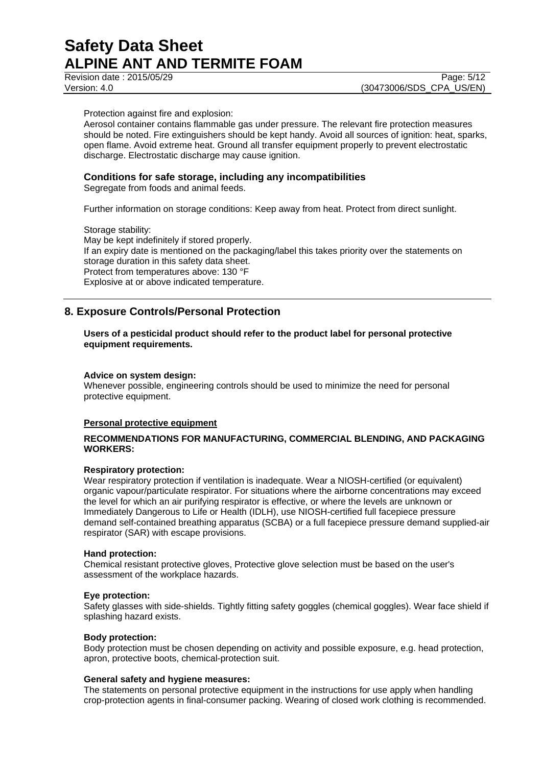Protection against fire and explosion:
Aerosol container contains flammable gas under pressure. The relevant fire protection measures should be noted. Fire extinguishers should be kept handy. Avoid all sources of ignition: heat, sparks, open flame. Avoid extreme heat. Ground all transfer equipment properly to prevent electrostatic discharge. Electrostatic discharge may cause ignition.

### Conditions for safe storage, including any incompatibilities

Segregate from foods and animal feeds.

Further information on storage conditions: Keep away from heat. Protect from direct sunlight.

Storage stability:
May be kept indefinitely if stored properly.
If an expiry date is mentioned on the packaging/label this takes priority over the statements on storage duration in this safety data sheet.
Protect from temperatures above: 130 °F
Explosive at or above indicated temperature.

## 8. Exposure Controls/Personal Protection

**Users of a pesticidal product should refer to the product label for personal protective equipment requirements.**

**Advice on system design:**
Whenever possible, engineering controls should be used to minimize the need for personal protective equipment.

**Personal protective equipment**

**RECOMMENDATIONS FOR MANUFACTURING, COMMERCIAL BLENDING, AND PACKAGING WORKERS:**

**Respiratory protection:**
Wear respiratory protection if ventilation is inadequate. Wear a NIOSH-certified (or equivalent) organic vapour/particulate respirator. For situations where the airborne concentrations may exceed the level for which an air purifying respirator is effective, or where the levels are unknown or Immediately Dangerous to Life or Health (IDLH), use NIOSH-certified full facepiece pressure demand self-contained breathing apparatus (SCBA) or a full facepiece pressure demand supplied-air respirator (SAR) with escape provisions.

**Hand protection:**
Chemical resistant protective gloves, Protective glove selection must be based on the user's assessment of the workplace hazards.

**Eye protection:**
Safety glasses with side-shields. Tightly fitting safety goggles (chemical goggles). Wear face shield if splashing hazard exists.

**Body protection:**
Body protection must be chosen depending on activity and possible exposure, e.g. head protection, apron, protective boots, chemical-protection suit.

**General safety and hygiene measures:**
The statements on personal protective equipment in the instructions for use apply when handling crop-protection agents in final-consumer packing. Wearing of closed work clothing is recommended.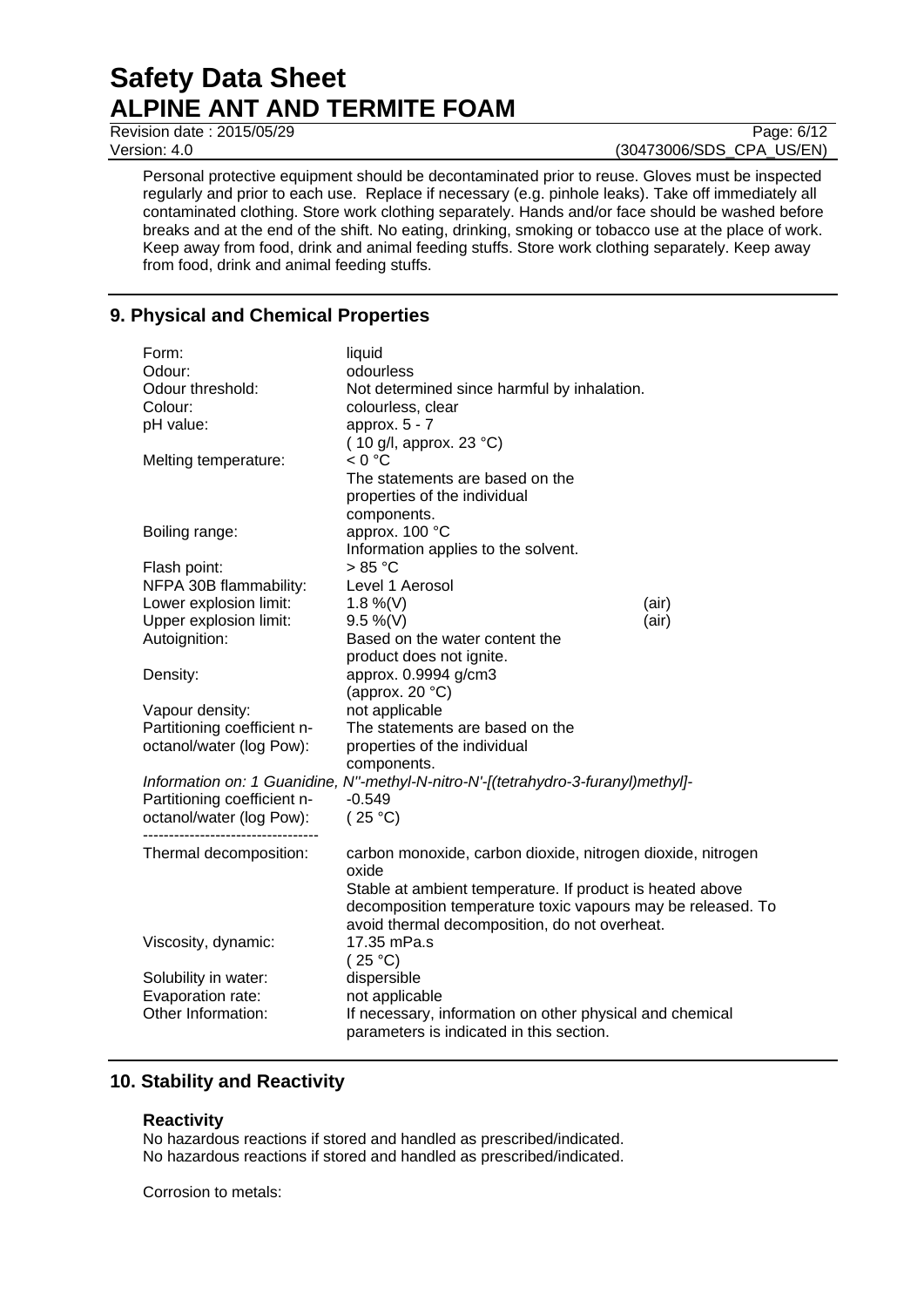Personal protective equipment should be decontaminated prior to reuse. Gloves must be inspected regularly and prior to each use. Replace if necessary (e.g. pinhole leaks). Take off immediately all contaminated clothing. Store work clothing separately. Hands and/or face should be washed before breaks and at the end of the shift. No eating, drinking, smoking or tobacco use at the place of work. Keep away from food, drink and animal feeding stuffs. Store work clothing separately. Keep away from food, drink and animal feeding stuffs.

## 9. Physical and Chemical Properties

| | | |
|---|---|---|
| Form: | liquid | |
| Odour: | odourless | |
| Odour threshold: | Not determined since harmful by inhalation. | |
| Colour: | colourless, clear | |
| pH value: | approx. 5 - 7<br>( 10 g/l, approx. 23 °C) | |
| Melting temperature: | < 0 °C<br>The statements are based on the properties of the individual components. | |
| Boiling range: | approx. 100 °C<br>Information applies to the solvent. | |
| Flash point: | > 85 °C | |
| NFPA 30B flammability: | Level 1 Aerosol | |
| Lower explosion limit: | 1.8 %(V) | (air) |
| Upper explosion limit: | 9.5 %(V) | (air) |
| Autoignition: | Based on the water content the product does not ignite. | |
| Density: | approx. 0.9994 g/cm3<br>(approx. 20 °C) | |
| Vapour density: | not applicable | |
| Partitioning coefficient n-octanol/water (log Pow): | The statements are based on the properties of the individual components. | |

*Information on: 1 Guanidine, N''-methyl-N-nitro-N'-[(tetrahydro-3-furanyl)methyl]-*

| | |
|---|---|
| Partitioning coefficient n-octanol/water (log Pow): | -0.549<br>( 25 °C) |

----------------------------------

| | |
|---|---|
| Thermal decomposition: | carbon monoxide, carbon dioxide, nitrogen dioxide, nitrogen oxide<br>Stable at ambient temperature. If product is heated above decomposition temperature toxic vapours may be released. To avoid thermal decomposition, do not overheat. |
| Viscosity, dynamic: | 17.35 mPa.s<br>( 25 °C) |
| Solubility in water: | dispersible |
| Evaporation rate: | not applicable |
| Other Information: | If necessary, information on other physical and chemical parameters is indicated in this section. |

## 10. Stability and Reactivity

### Reactivity

No hazardous reactions if stored and handled as prescribed/indicated.
No hazardous reactions if stored and handled as prescribed/indicated.

Corrosion to metals: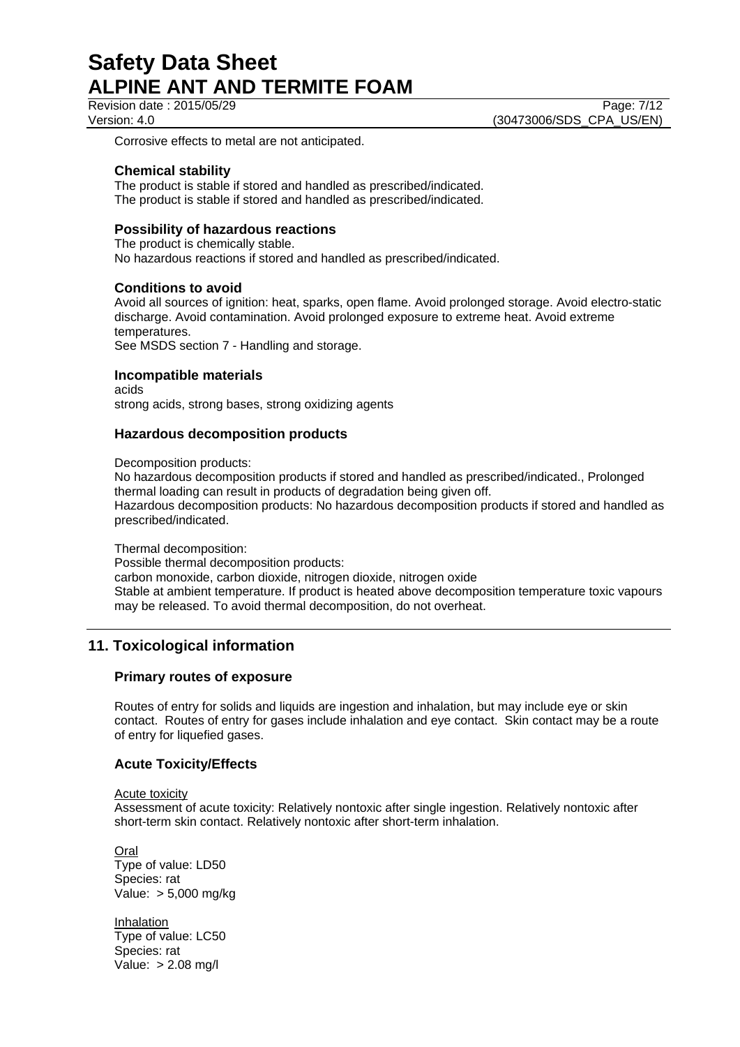Corrosive effects to metal are not anticipated.

### Chemical stability

The product is stable if stored and handled as prescribed/indicated.
The product is stable if stored and handled as prescribed/indicated.

### Possibility of hazardous reactions

The product is chemically stable.
No hazardous reactions if stored and handled as prescribed/indicated.

### Conditions to avoid

Avoid all sources of ignition: heat, sparks, open flame. Avoid prolonged storage. Avoid electro-static discharge. Avoid contamination. Avoid prolonged exposure to extreme heat. Avoid extreme temperatures.
See MSDS section 7 - Handling and storage.

### Incompatible materials

acids
strong acids, strong bases, strong oxidizing agents

### Hazardous decomposition products

Decomposition products:
No hazardous decomposition products if stored and handled as prescribed/indicated., Prolonged thermal loading can result in products of degradation being given off.
Hazardous decomposition products: No hazardous decomposition products if stored and handled as prescribed/indicated.

Thermal decomposition:
Possible thermal decomposition products:
carbon monoxide, carbon dioxide, nitrogen dioxide, nitrogen oxide
Stable at ambient temperature. If product is heated above decomposition temperature toxic vapours may be released. To avoid thermal decomposition, do not overheat.

## 11. Toxicological information

### Primary routes of exposure

Routes of entry for solids and liquids are ingestion and inhalation, but may include eye or skin contact. Routes of entry for gases include inhalation and eye contact. Skin contact may be a route of entry for liquefied gases.

### Acute Toxicity/Effects

Acute toxicity
Assessment of acute toxicity: Relatively nontoxic after single ingestion. Relatively nontoxic after short-term skin contact. Relatively nontoxic after short-term inhalation.

Oral
Type of value: LD50
Species: rat
Value: > 5,000 mg/kg

Inhalation
Type of value: LC50
Species: rat
Value: > 2.08 mg/l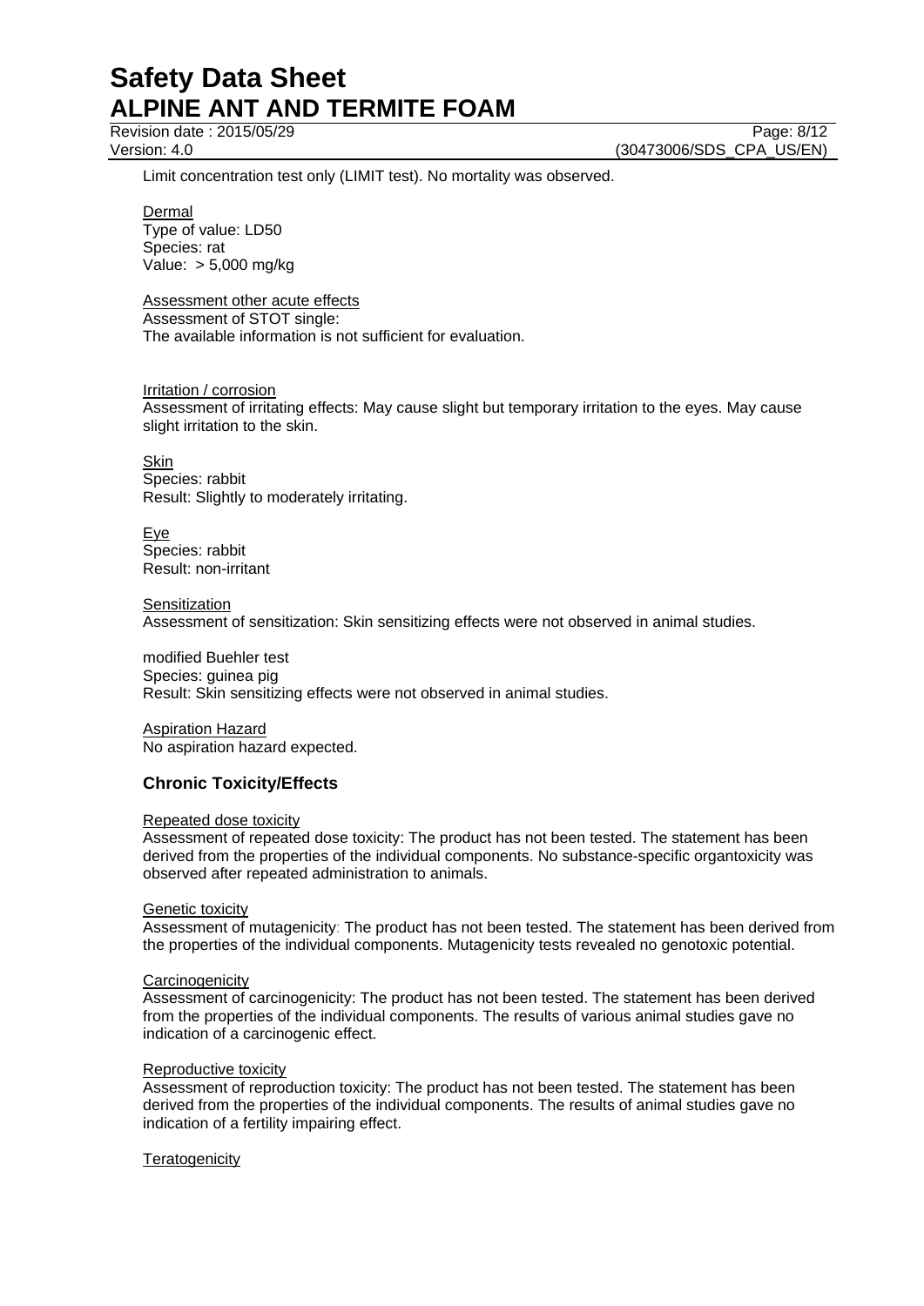Limit concentration test only (LIMIT test). No mortality was observed.

Dermal
Type of value: LD50
Species: rat
Value: > 5,000 mg/kg

Assessment other acute effects
Assessment of STOT single:
The available information is not sufficient for evaluation.

Irritation / corrosion
Assessment of irritating effects: May cause slight but temporary irritation to the eyes. May cause slight irritation to the skin.

Skin
Species: rabbit
Result: Slightly to moderately irritating.

Eye
Species: rabbit
Result: non-irritant

Sensitization
Assessment of sensitization: Skin sensitizing effects were not observed in animal studies.

modified Buehler test
Species: guinea pig
Result: Skin sensitizing effects were not observed in animal studies.

Aspiration Hazard
No aspiration hazard expected.

## Chronic Toxicity/Effects

Repeated dose toxicity
Assessment of repeated dose toxicity: The product has not been tested. The statement has been derived from the properties of the individual components. No substance-specific organtoxicity was observed after repeated administration to animals.

Genetic toxicity
Assessment of mutagenicity: The product has not been tested. The statement has been derived from the properties of the individual components. Mutagenicity tests revealed no genotoxic potential.

Carcinogenicity
Assessment of carcinogenicity: The product has not been tested. The statement has been derived from the properties of the individual components. The results of various animal studies gave no indication of a carcinogenic effect.

Reproductive toxicity
Assessment of reproduction toxicity: The product has not been tested. The statement has been derived from the properties of the individual components. The results of animal studies gave no indication of a fertility impairing effect.

Teratogenicity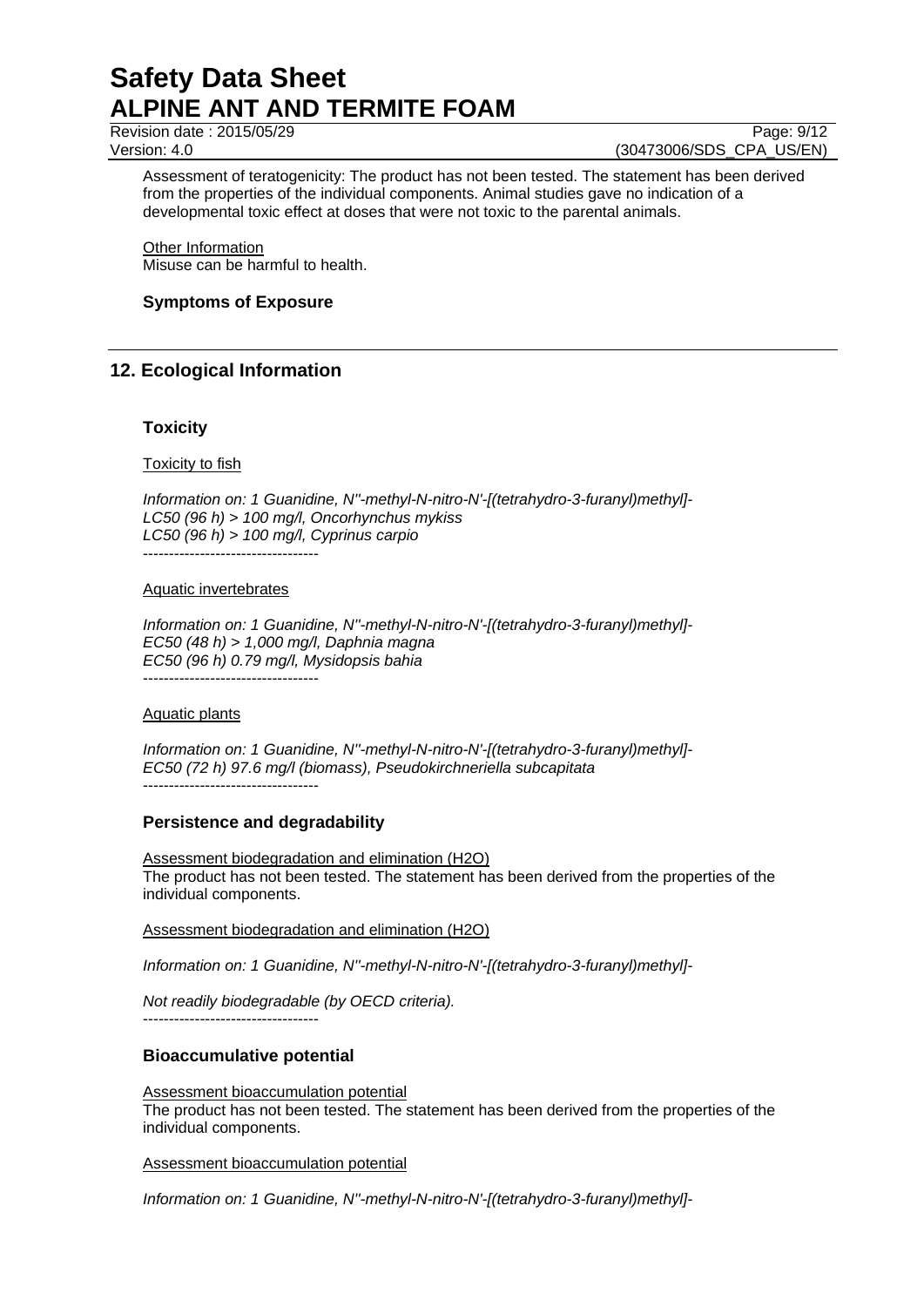Assessment of teratogenicity: The product has not been tested. The statement has been derived from the properties of the individual components. Animal studies gave no indication of a developmental toxic effect at doses that were not toxic to the parental animals.

Other Information
Misuse can be harmful to health.

### Symptoms of Exposure

## 12. Ecological Information

### Toxicity

Toxicity to fish

*Information on: 1 Guanidine, N''-methyl-N-nitro-N'-[(tetrahydro-3-furanyl)methyl]-*
*LC50 (96 h) > 100 mg/l, Oncorhynchus mykiss*
*LC50 (96 h) > 100 mg/l, Cyprinus carpio*
----------------------------------

Aquatic invertebrates

*Information on: 1 Guanidine, N''-methyl-N-nitro-N'-[(tetrahydro-3-furanyl)methyl]-*
*EC50 (48 h) > 1,000 mg/l, Daphnia magna*
*EC50 (96 h) 0.79 mg/l, Mysidopsis bahia*
----------------------------------

Aquatic plants

*Information on: 1 Guanidine, N''-methyl-N-nitro-N'-[(tetrahydro-3-furanyl)methyl]-*
*EC50 (72 h) 97.6 mg/l (biomass), Pseudokirchneriella subcapitata*
----------------------------------

### Persistence and degradability

Assessment biodegradation and elimination (H2O)
The product has not been tested. The statement has been derived from the properties of the individual components.

Assessment biodegradation and elimination (H2O)

*Information on: 1 Guanidine, N''-methyl-N-nitro-N'-[(tetrahydro-3-furanyl)methyl]-*

*Not readily biodegradable (by OECD criteria).*
----------------------------------

### Bioaccumulative potential

Assessment bioaccumulation potential
The product has not been tested. The statement has been derived from the properties of the individual components.

Assessment bioaccumulation potential

*Information on: 1 Guanidine, N''-methyl-N-nitro-N'-[(tetrahydro-3-furanyl)methyl]-*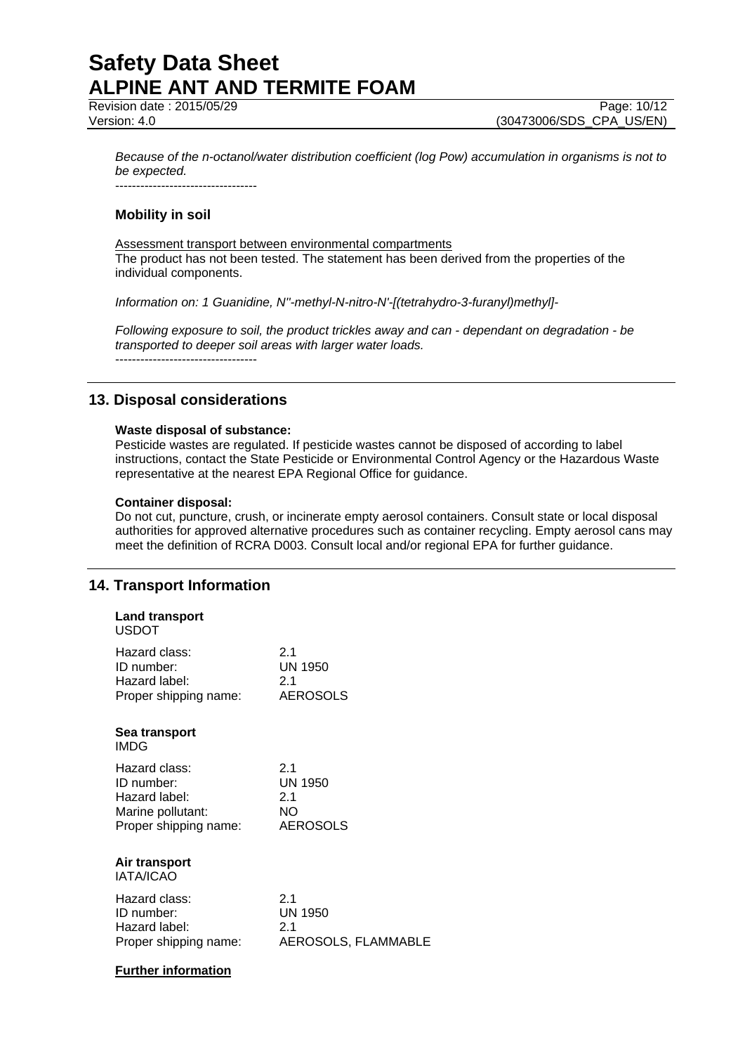*Because of the n-octanol/water distribution coefficient (log Pow) accumulation in organisms is not to be expected.*

----------------------------------

### Mobility in soil

Assessment transport between environmental compartments
The product has not been tested. The statement has been derived from the properties of the individual components.

*Information on: 1 Guanidine, N''-methyl-N-nitro-N'-[(tetrahydro-3-furanyl)methyl]-*

*Following exposure to soil, the product trickles away and can - dependant on degradation - be transported to deeper soil areas with larger water loads.*

----------------------------------

## 13. Disposal considerations

**Waste disposal of substance:**
Pesticide wastes are regulated. If pesticide wastes cannot be disposed of according to label instructions, contact the State Pesticide or Environmental Control Agency or the Hazardous Waste representative at the nearest EPA Regional Office for guidance.

**Container disposal:**
Do not cut, puncture, crush, or incinerate empty aerosol containers. Consult state or local disposal authorities for approved alternative procedures such as container recycling. Empty aerosol cans may meet the definition of RCRA D003. Consult local and/or regional EPA for further guidance.

## 14. Transport Information

**Land transport**
USDOT

| | |
|---|---|
| Hazard class: | 2.1 |
| ID number: | UN 1950 |
| Hazard label: | 2.1 |
| Proper shipping name: | AEROSOLS |

**Sea transport**
IMDG

| | |
|---|---|
| Hazard class: | 2.1 |
| ID number: | UN 1950 |
| Hazard label: | 2.1 |
| Marine pollutant: | NO |
| Proper shipping name: | AEROSOLS |

**Air transport**
IATA/ICAO

| | |
|---|---|
| Hazard class: | 2.1 |
| ID number: | UN 1950 |
| Hazard label: | 2.1 |
| Proper shipping name: | AEROSOLS, FLAMMABLE |

**Further information**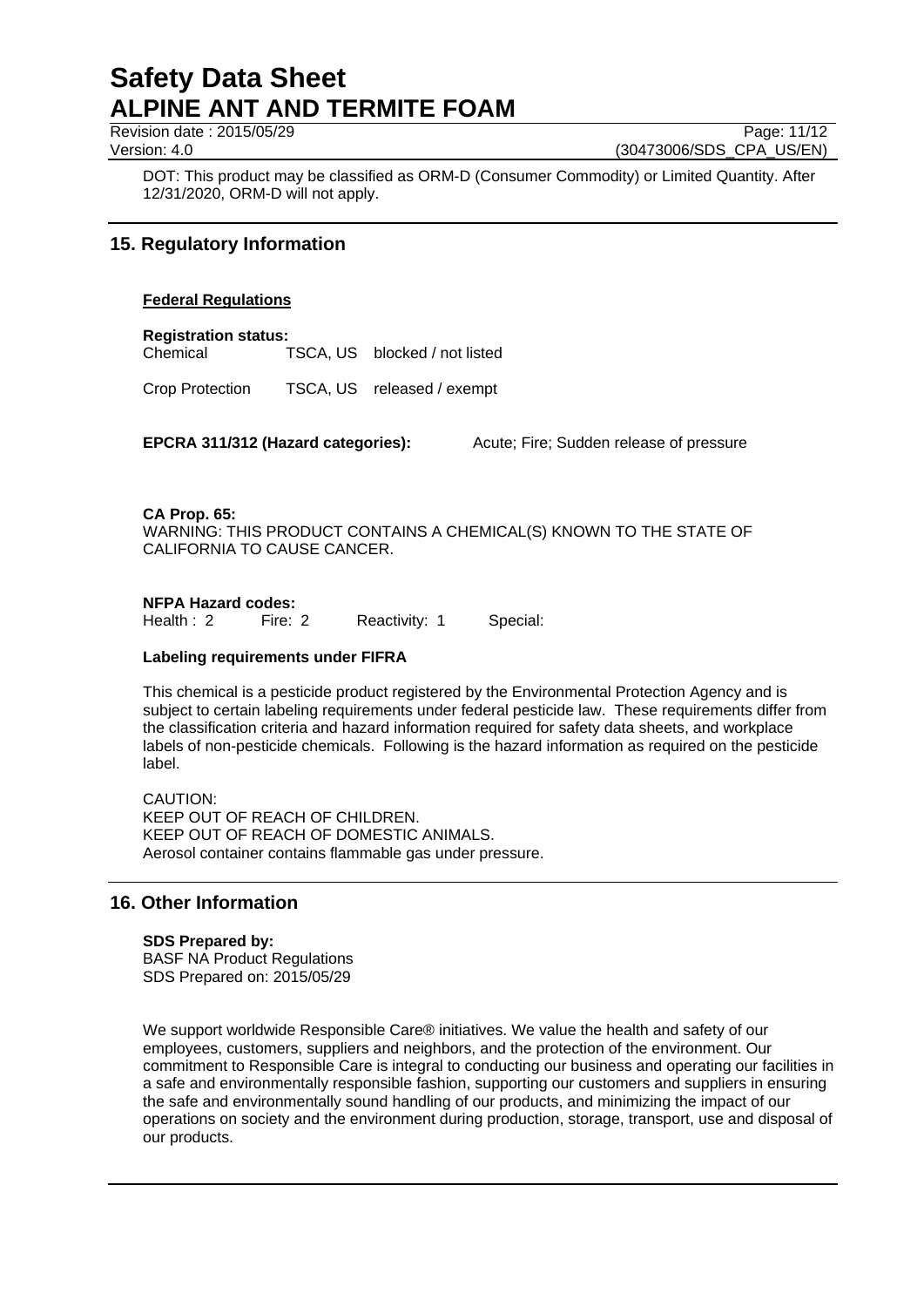DOT: This product may be classified as ORM-D (Consumer Commodity) or Limited Quantity. After 12/31/2020, ORM-D will not apply.

## 15. Regulatory Information

**Federal Regulations**

**Registration status:**

| | | |
|---|---|---|
| Chemical | TSCA, US | blocked / not listed |
| Crop Protection | TSCA, US | released / exempt |

**EPCRA 311/312 (Hazard categories):** Acute; Fire; Sudden release of pressure

**CA Prop. 65:**
WARNING: THIS PRODUCT CONTAINS A CHEMICAL(S) KNOWN TO THE STATE OF CALIFORNIA TO CAUSE CANCER.

**NFPA Hazard codes:**
Health : 2 Fire: 2 Reactivity: 1 Special:

**Labeling requirements under FIFRA**

This chemical is a pesticide product registered by the Environmental Protection Agency and is subject to certain labeling requirements under federal pesticide law. These requirements differ from the classification criteria and hazard information required for safety data sheets, and workplace labels of non-pesticide chemicals. Following is the hazard information as required on the pesticide label.

CAUTION:
KEEP OUT OF REACH OF CHILDREN.
KEEP OUT OF REACH OF DOMESTIC ANIMALS.
Aerosol container contains flammable gas under pressure.

## 16. Other Information

**SDS Prepared by:**
BASF NA Product Regulations
SDS Prepared on: 2015/05/29

We support worldwide Responsible Care® initiatives. We value the health and safety of our employees, customers, suppliers and neighbors, and the protection of the environment. Our commitment to Responsible Care is integral to conducting our business and operating our facilities in a safe and environmentally responsible fashion, supporting our customers and suppliers in ensuring the safe and environmentally sound handling of our products, and minimizing the impact of our operations on society and the environment during production, storage, transport, use and disposal of our products.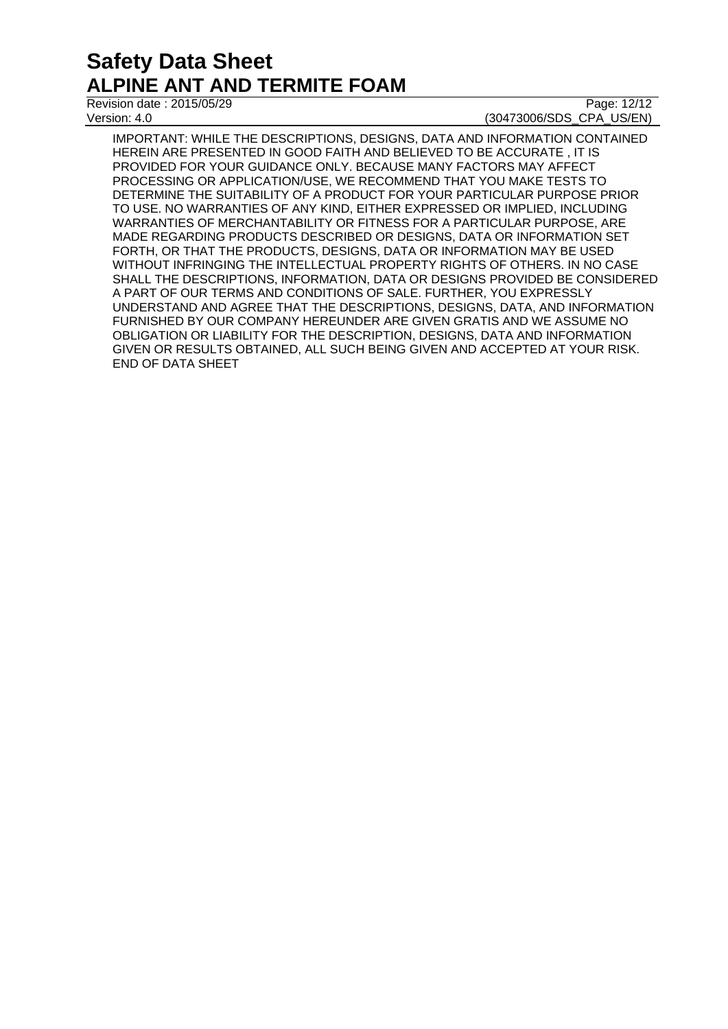IMPORTANT: WHILE THE DESCRIPTIONS, DESIGNS, DATA AND INFORMATION CONTAINED HEREIN ARE PRESENTED IN GOOD FAITH AND BELIEVED TO BE ACCURATE , IT IS PROVIDED FOR YOUR GUIDANCE ONLY. BECAUSE MANY FACTORS MAY AFFECT PROCESSING OR APPLICATION/USE, WE RECOMMEND THAT YOU MAKE TESTS TO DETERMINE THE SUITABILITY OF A PRODUCT FOR YOUR PARTICULAR PURPOSE PRIOR TO USE. NO WARRANTIES OF ANY KIND, EITHER EXPRESSED OR IMPLIED, INCLUDING WARRANTIES OF MERCHANTABILITY OR FITNESS FOR A PARTICULAR PURPOSE, ARE MADE REGARDING PRODUCTS DESCRIBED OR DESIGNS, DATA OR INFORMATION SET FORTH, OR THAT THE PRODUCTS, DESIGNS, DATA OR INFORMATION MAY BE USED WITHOUT INFRINGING THE INTELLECTUAL PROPERTY RIGHTS OF OTHERS. IN NO CASE SHALL THE DESCRIPTIONS, INFORMATION, DATA OR DESIGNS PROVIDED BE CONSIDERED A PART OF OUR TERMS AND CONDITIONS OF SALE. FURTHER, YOU EXPRESSLY UNDERSTAND AND AGREE THAT THE DESCRIPTIONS, DESIGNS, DATA, AND INFORMATION FURNISHED BY OUR COMPANY HEREUNDER ARE GIVEN GRATIS AND WE ASSUME NO OBLIGATION OR LIABILITY FOR THE DESCRIPTION, DESIGNS, DATA AND INFORMATION GIVEN OR RESULTS OBTAINED, ALL SUCH BEING GIVEN AND ACCEPTED AT YOUR RISK.

END OF DATA SHEET